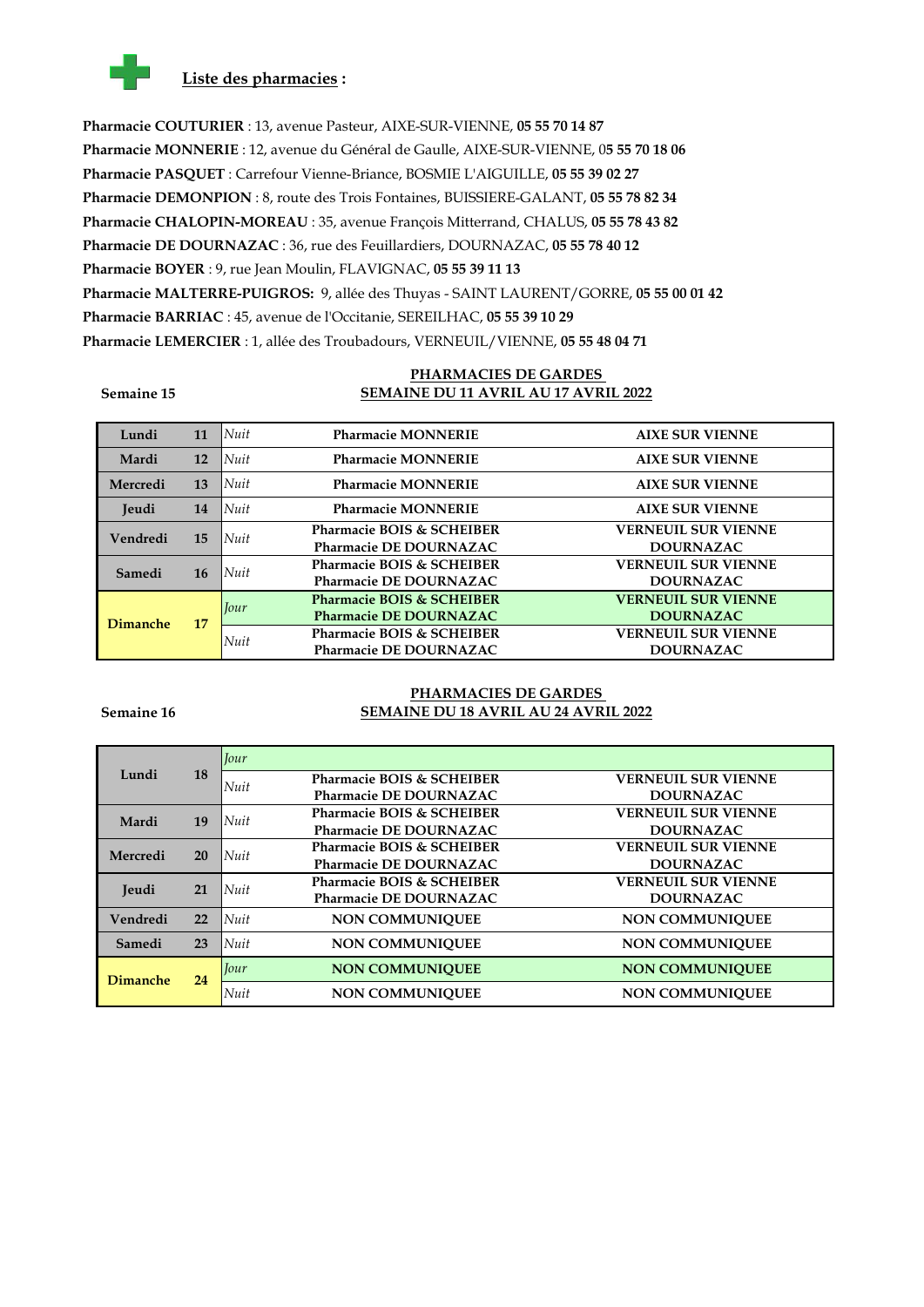## Liste des pharmacies :

**Pharmacie COUTURIER** : 13, avenue Pasteur, AIXE-SUR-VIENNE, **05 55 70 14 87**
**Pharmacie MONNERIE** : 12, avenue du Général de Gaulle, AIXE-SUR-VIENNE, 0**5 55 70 18 06**
**Pharmacie PASQUET** : Carrefour Vienne-Briance, BOSMIE L'AIGUILLE, **05 55 39 02 27**
**Pharmacie DEMONPION** : 8, route des Trois Fontaines, BUISSIERE-GALANT, **05 55 78 82 34**
**Pharmacie CHALOPIN-MOREAU** : 35, avenue François Mitterrand, CHALUS, **05 55 78 43 82**
**Pharmacie DE DOURNAZAC** : 36, rue des Feuillardiers, DOURNAZAC, **05 55 78 40 12**
**Pharmacie BOYER** : 9, rue Jean Moulin, FLAVIGNAC, **05 55 39 11 13**
**Pharmacie MALTERRE-PUIGROS:** 9, allée des Thuyas - SAINT LAURENT/GORRE, **05 55 00 01 42**
**Pharmacie BARRIAC** : 45, avenue de l'Occitanie, SEREILHAC, **05 55 39 10 29**
**Pharmacie LEMERCIER** : 1, allée des Troubadours, VERNEUIL/VIENNE, **05 55 48 04 71**

**Semaine 15**

**PHARMACIES DE GARDES**
**SEMAINE DU 11 AVRIL AU 17 AVRIL 2022**

| | | | | |
|---|---|---|---|---|
| **Lundi** | **11** | *Nuit* | **Pharmacie MONNERIE** | **AIXE SUR VIENNE** |
| **Mardi** | **12** | *Nuit* | **Pharmacie MONNERIE** | **AIXE SUR VIENNE** |
| **Mercredi** | **13** | *Nuit* | **Pharmacie MONNERIE** | **AIXE SUR VIENNE** |
| **Jeudi** | **14** | *Nuit* | **Pharmacie MONNERIE** | **AIXE SUR VIENNE** |
| **Vendredi** | **15** | *Nuit* | **Pharmacie BOIS & SCHEIBER**<br>**Pharmacie DE DOURNAZAC** | **VERNEUIL SUR VIENNE**<br>**DOURNAZAC** |
| **Samedi** | **16** | *Nuit* | **Pharmacie BOIS & SCHEIBER**<br>**Pharmacie DE DOURNAZAC** | **VERNEUIL SUR VIENNE**<br>**DOURNAZAC** |
| **Dimanche** | **17** | *Jour* | **Pharmacie BOIS & SCHEIBER**<br>**Pharmacie DE DOURNAZAC** | **VERNEUIL SUR VIENNE**<br>**DOURNAZAC** |
| | | *Nuit* | **Pharmacie BOIS & SCHEIBER**<br>**Pharmacie DE DOURNAZAC** | **VERNEUIL SUR VIENNE**<br>**DOURNAZAC** |

**Semaine 16**

**PHARMACIES DE GARDES**
**SEMAINE DU 18 AVRIL AU 24 AVRIL 2022**

| | | | | |
|---|---|---|---|---|
| **Lundi** | **18** | *Jour* | | |
| | | *Nuit* | **Pharmacie BOIS & SCHEIBER**<br>**Pharmacie DE DOURNAZAC** | **VERNEUIL SUR VIENNE**<br>**DOURNAZAC** |
| **Mardi** | **19** | *Nuit* | **Pharmacie BOIS & SCHEIBER**<br>**Pharmacie DE DOURNAZAC** | **VERNEUIL SUR VIENNE**<br>**DOURNAZAC** |
| **Mercredi** | **20** | *Nuit* | **Pharmacie BOIS & SCHEIBER**<br>**Pharmacie DE DOURNAZAC** | **VERNEUIL SUR VIENNE**<br>**DOURNAZAC** |
| **Jeudi** | **21** | *Nuit* | **Pharmacie BOIS & SCHEIBER**<br>**Pharmacie DE DOURNAZAC** | **VERNEUIL SUR VIENNE**<br>**DOURNAZAC** |
| **Vendredi** | **22** | *Nuit* | **NON COMMUNIQUEE** | **NON COMMUNIQUEE** |
| **Samedi** | **23** | *Nuit* | **NON COMMUNIQUEE** | **NON COMMUNIQUEE** |
| **Dimanche** | **24** | *Jour* | **NON COMMUNIQUEE** | **NON COMMUNIQUEE** |
| | | *Nuit* | **NON COMMUNIQUEE** | **NON COMMUNIQUEE** |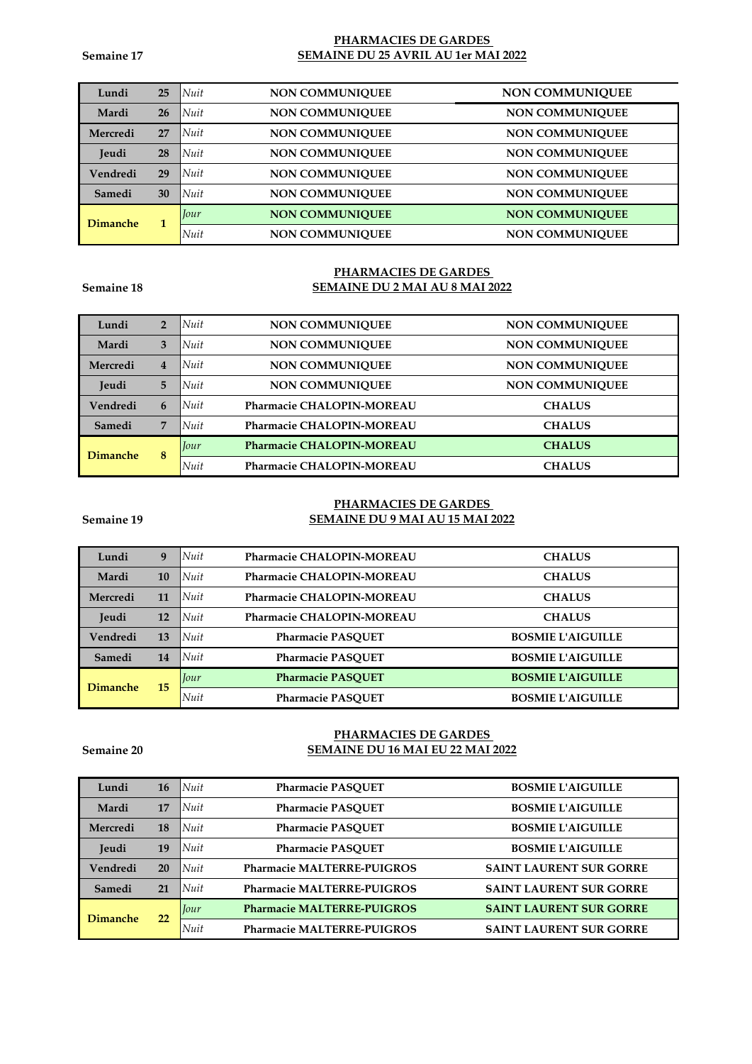**Semaine 17**

**PHARMACIES DE GARDES**
**SEMAINE DU 25 AVRIL AU 1er MAI 2022**

| | | | | |
|---|---|---|---|---|
| **Lundi** | **25** | *Nuit* | **NON COMMUNIQUEE** | **NON COMMUNIQUEE** |
| **Mardi** | **26** | *Nuit* | **NON COMMUNIQUEE** | **NON COMMUNIQUEE** |
| **Mercredi** | **27** | *Nuit* | **NON COMMUNIQUEE** | **NON COMMUNIQUEE** |
| **Jeudi** | **28** | *Nuit* | **NON COMMUNIQUEE** | **NON COMMUNIQUEE** |
| **Vendredi** | **29** | *Nuit* | **NON COMMUNIQUEE** | **NON COMMUNIQUEE** |
| **Samedi** | **30** | *Nuit* | **NON COMMUNIQUEE** | **NON COMMUNIQUEE** |
| **Dimanche** | **1** | *Jour* | **NON COMMUNIQUEE** | **NON COMMUNIQUEE** |
| | | *Nuit* | **NON COMMUNIQUEE** | **NON COMMUNIQUEE** |

**Semaine 18**

**PHARMACIES DE GARDES**
**SEMAINE DU 2 MAI AU 8 MAI 2022**

| | | | | |
|---|---|---|---|---|
| **Lundi** | **2** | *Nuit* | **NON COMMUNIQUEE** | **NON COMMUNIQUEE** |
| **Mardi** | **3** | *Nuit* | **NON COMMUNIQUEE** | **NON COMMUNIQUEE** |
| **Mercredi** | **4** | *Nuit* | **NON COMMUNIQUEE** | **NON COMMUNIQUEE** |
| **Jeudi** | **5** | *Nuit* | **NON COMMUNIQUEE** | **NON COMMUNIQUEE** |
| **Vendredi** | **6** | *Nuit* | **Pharmacie CHALOPIN-MOREAU** | **CHALUS** |
| **Samedi** | **7** | *Nuit* | **Pharmacie CHALOPIN-MOREAU** | **CHALUS** |
| **Dimanche** | **8** | *Jour* | **Pharmacie CHALOPIN-MOREAU** | **CHALUS** |
| | | *Nuit* | **Pharmacie CHALOPIN-MOREAU** | **CHALUS** |

**Semaine 19**

**PHARMACIES DE GARDES**
**SEMAINE DU 9 MAI AU 15 MAI 2022**

| | | | | |
|---|---|---|---|---|
| **Lundi** | **9** | *Nuit* | **Pharmacie CHALOPIN-MOREAU** | **CHALUS** |
| **Mardi** | **10** | *Nuit* | **Pharmacie CHALOPIN-MOREAU** | **CHALUS** |
| **Mercredi** | **11** | *Nuit* | **Pharmacie CHALOPIN-MOREAU** | **CHALUS** |
| **Jeudi** | **12** | *Nuit* | **Pharmacie CHALOPIN-MOREAU** | **CHALUS** |
| **Vendredi** | **13** | *Nuit* | **Pharmacie PASQUET** | **BOSMIE L'AIGUILLE** |
| **Samedi** | **14** | *Nuit* | **Pharmacie PASQUET** | **BOSMIE L'AIGUILLE** |
| **Dimanche** | **15** | *Jour* | **Pharmacie PASQUET** | **BOSMIE L'AIGUILLE** |
| | | *Nuit* | **Pharmacie PASQUET** | **BOSMIE L'AIGUILLE** |

**Semaine 20**

**PHARMACIES DE GARDES**
**SEMAINE DU 16 MAI EU 22 MAI 2022**

| | | | | |
|---|---|---|---|---|
| **Lundi** | **16** | *Nuit* | **Pharmacie PASQUET** | **BOSMIE L'AIGUILLE** |
| **Mardi** | **17** | *Nuit* | **Pharmacie PASQUET** | **BOSMIE L'AIGUILLE** |
| **Mercredi** | **18** | *Nuit* | **Pharmacie PASQUET** | **BOSMIE L'AIGUILLE** |
| **Jeudi** | **19** | *Nuit* | **Pharmacie PASQUET** | **BOSMIE L'AIGUILLE** |
| **Vendredi** | **20** | *Nuit* | **Pharmacie MALTERRE-PUIGROS** | **SAINT LAURENT SUR GORRE** |
| **Samedi** | **21** | *Nuit* | **Pharmacie MALTERRE-PUIGROS** | **SAINT LAURENT SUR GORRE** |
| **Dimanche** | **22** | *Jour* | **Pharmacie MALTERRE-PUIGROS** | **SAINT LAURENT SUR GORRE** |
| | | *Nuit* | **Pharmacie MALTERRE-PUIGROS** | **SAINT LAURENT SUR GORRE** |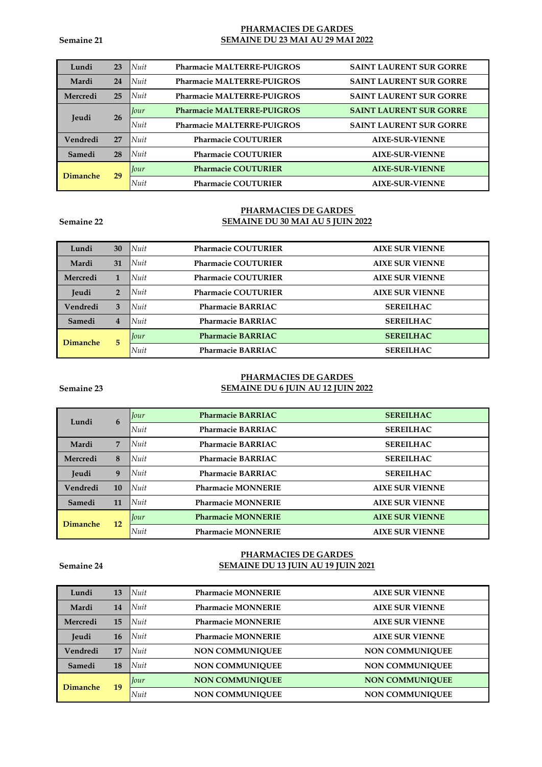Semaine 21

**PHARMACIES DE GARDES**
**SEMAINE DU 23 MAI AU 29 MAI 2022**

| | | | | |
|---|---|---|---|---|
| **Lundi** | **23** | *Nuit* | **Pharmacie MALTERRE-PUIGROS** | **SAINT LAURENT SUR GORRE** |
| **Mardi** | **24** | *Nuit* | **Pharmacie MALTERRE-PUIGROS** | **SAINT LAURENT SUR GORRE** |
| **Mercredi** | **25** | *Nuit* | **Pharmacie MALTERRE-PUIGROS** | **SAINT LAURENT SUR GORRE** |
| **Jeudi** | **26** | *Jour* | **Pharmacie MALTERRE-PUIGROS** | **SAINT LAURENT SUR GORRE** |
| | | *Nuit* | **Pharmacie MALTERRE-PUIGROS** | **SAINT LAURENT SUR GORRE** |
| **Vendredi** | **27** | *Nuit* | **Pharmacie COUTURIER** | **AIXE-SUR-VIENNE** |
| **Samedi** | **28** | *Nuit* | **Pharmacie COUTURIER** | **AIXE-SUR-VIENNE** |
| **Dimanche** | **29** | *Jour* | **Pharmacie COUTURIER** | **AIXE-SUR-VIENNE** |
| | | *Nuit* | **Pharmacie COUTURIER** | **AIXE-SUR-VIENNE** |

Semaine 22

**PHARMACIES DE GARDES**
**SEMAINE DU 30 MAI AU 5 JUIN 2022**

| | | | | |
|---|---|---|---|---|
| **Lundi** | **30** | *Nuit* | **Pharmacie COUTURIER** | **AIXE SUR VIENNE** |
| **Mardi** | **31** | *Nuit* | **Pharmacie COUTURIER** | **AIXE SUR VIENNE** |
| **Mercredi** | **1** | *Nuit* | **Pharmacie COUTURIER** | **AIXE SUR VIENNE** |
| **Jeudi** | **2** | *Nuit* | **Pharmacie COUTURIER** | **AIXE SUR VIENNE** |
| **Vendredi** | **3** | *Nuit* | **Pharmacie BARRIAC** | **SEREILHAC** |
| **Samedi** | **4** | *Nuit* | **Pharmacie BARRIAC** | **SEREILHAC** |
| **Dimanche** | **5** | *Jour* | **Pharmacie BARRIAC** | **SEREILHAC** |
| | | *Nuit* | **Pharmacie BARRIAC** | **SEREILHAC** |

Semaine 23

**PHARMACIES DE GARDES**
**SEMAINE DU 6 JUIN AU 12 JUIN 2022**

| | | | | |
|---|---|---|---|---|
| **Lundi** | **6** | *Jour* | **Pharmacie BARRIAC** | **SEREILHAC** |
| | | *Nuit* | **Pharmacie BARRIAC** | **SEREILHAC** |
| **Mardi** | **7** | *Nuit* | **Pharmacie BARRIAC** | **SEREILHAC** |
| **Mercredi** | **8** | *Nuit* | **Pharmacie BARRIAC** | **SEREILHAC** |
| **Jeudi** | **9** | *Nuit* | **Pharmacie BARRIAC** | **SEREILHAC** |
| **Vendredi** | **10** | *Nuit* | **Pharmacie MONNERIE** | **AIXE SUR VIENNE** |
| **Samedi** | **11** | *Nuit* | **Pharmacie MONNERIE** | **AIXE SUR VIENNE** |
| **Dimanche** | **12** | *Jour* | **Pharmacie MONNERIE** | **AIXE SUR VIENNE** |
| | | *Nuit* | **Pharmacie MONNERIE** | **AIXE SUR VIENNE** |

Semaine 24

**PHARMACIES DE GARDES**
**SEMAINE DU 13 JUIN AU 19 JUIN 2021**

| | | | | |
|---|---|---|---|---|
| **Lundi** | **13** | *Nuit* | **Pharmacie MONNERIE** | **AIXE SUR VIENNE** |
| **Mardi** | **14** | *Nuit* | **Pharmacie MONNERIE** | **AIXE SUR VIENNE** |
| **Mercredi** | **15** | *Nuit* | **Pharmacie MONNERIE** | **AIXE SUR VIENNE** |
| **Jeudi** | **16** | *Nuit* | **Pharmacie MONNERIE** | **AIXE SUR VIENNE** |
| **Vendredi** | **17** | *Nuit* | **NON COMMUNIQUEE** | **NON COMMUNIQUEE** |
| **Samedi** | **18** | *Nuit* | **NON COMMUNIQUEE** | **NON COMMUNIQUEE** |
| **Dimanche** | **19** | *Jour* | **NON COMMUNIQUEE** | **NON COMMUNIQUEE** |
| | | *Nuit* | **NON COMMUNIQUEE** | **NON COMMUNIQUEE** |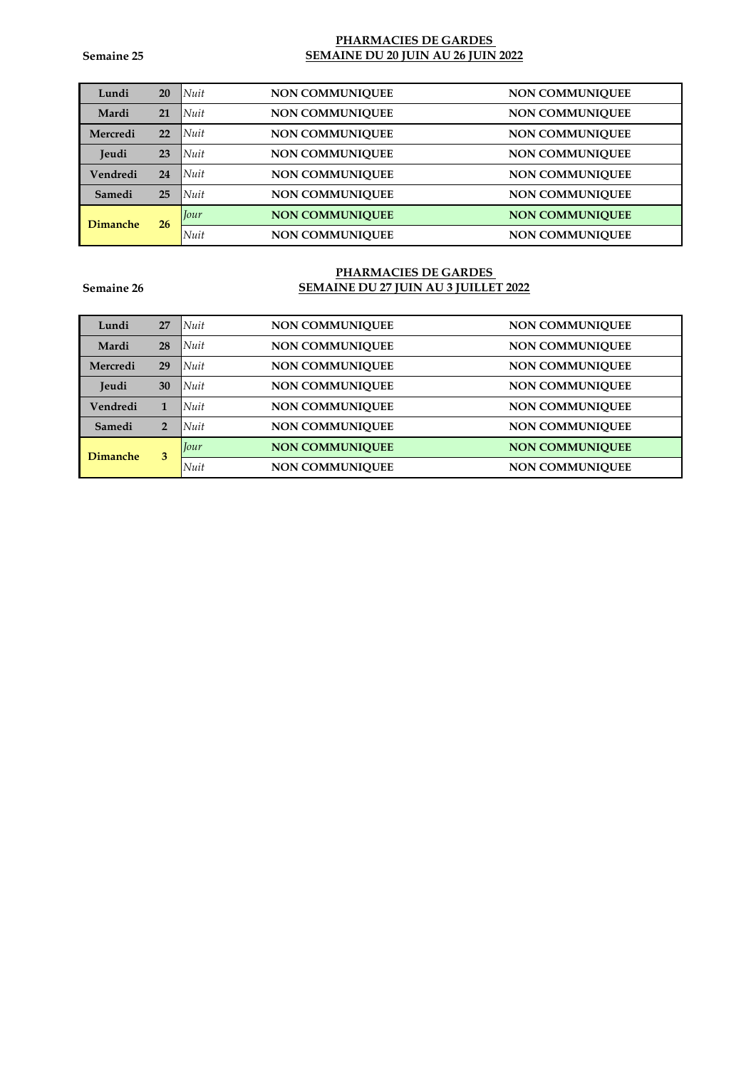**Semaine 25**

**PHARMACIES DE GARDES**
**SEMAINE DU 20 JUIN AU 26 JUIN 2022**

| | | | | |
|---|---|---|---|---|
| **Lundi** | **20** | *Nuit* | **NON COMMUNIQUEE** | **NON COMMUNIQUEE** |
| **Mardi** | **21** | *Nuit* | **NON COMMUNIQUEE** | **NON COMMUNIQUEE** |
| **Mercredi** | **22** | *Nuit* | **NON COMMUNIQUEE** | **NON COMMUNIQUEE** |
| **Jeudi** | **23** | *Nuit* | **NON COMMUNIQUEE** | **NON COMMUNIQUEE** |
| **Vendredi** | **24** | *Nuit* | **NON COMMUNIQUEE** | **NON COMMUNIQUEE** |
| **Samedi** | **25** | *Nuit* | **NON COMMUNIQUEE** | **NON COMMUNIQUEE** |
| **Dimanche** | **26** | *Jour* | **NON COMMUNIQUEE** | **NON COMMUNIQUEE** |
| | | *Nuit* | **NON COMMUNIQUEE** | **NON COMMUNIQUEE** |

**Semaine 26**

**PHARMACIES DE GARDES**
**SEMAINE DU 27 JUIN AU 3 JUILLET 2022**

| | | | | |
|---|---|---|---|---|
| **Lundi** | **27** | *Nuit* | **NON COMMUNIQUEE** | **NON COMMUNIQUEE** |
| **Mardi** | **28** | *Nuit* | **NON COMMUNIQUEE** | **NON COMMUNIQUEE** |
| **Mercredi** | **29** | *Nuit* | **NON COMMUNIQUEE** | **NON COMMUNIQUEE** |
| **Jeudi** | **30** | *Nuit* | **NON COMMUNIQUEE** | **NON COMMUNIQUEE** |
| **Vendredi** | **1** | *Nuit* | **NON COMMUNIQUEE** | **NON COMMUNIQUEE** |
| **Samedi** | **2** | *Nuit* | **NON COMMUNIQUEE** | **NON COMMUNIQUEE** |
| **Dimanche** | **3** | *Jour* | **NON COMMUNIQUEE** | **NON COMMUNIQUEE** |
| | | *Nuit* | **NON COMMUNIQUEE** | **NON COMMUNIQUEE** |